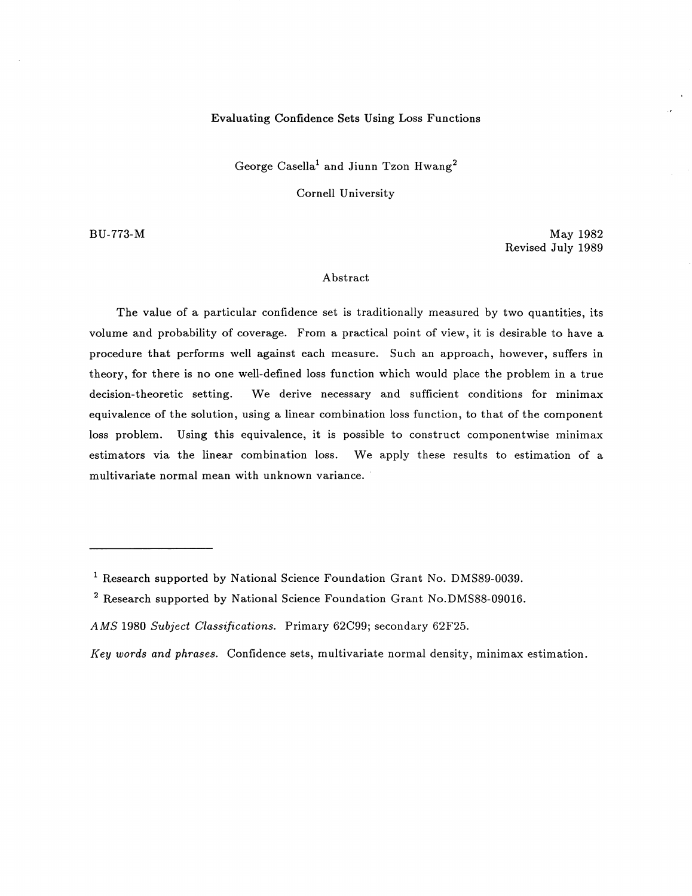# Evaluating Confidence Sets Using Loss Functions

George Casella[1] and Jiunn Tzon Hwang[2]

Cornell University

BU-773-M

May 1982
Revised July 1989

## Abstract

The value of a particular confidence set is traditionally measured by two quantities, its volume and probability of coverage. From a practical point of view, it is desirable to have a procedure that performs well against each measure. Such an approach, however, suffers in theory, for there is no one well-defined loss function which would place the problem in a true decision-theoretic setting. We derive necessary and sufficient conditions for minimax equivalence of the solution, using a linear combination loss function, to that of the component loss problem. Using this equivalence, it is possible to construct componentwise minimax estimators via the linear combination loss. We apply these results to estimation of a multivariate normal mean with unknown variance.

---

[1] Research supported by National Science Foundation Grant No. DMS89-0039.

[2] Research supported by National Science Foundation Grant No.DMS88-09016.

*AMS* 1980 *Subject Classifications.* Primary 62C99; secondary 62F25.

*Key words and phrases.* Confidence sets, multivariate normal density, minimax estimation.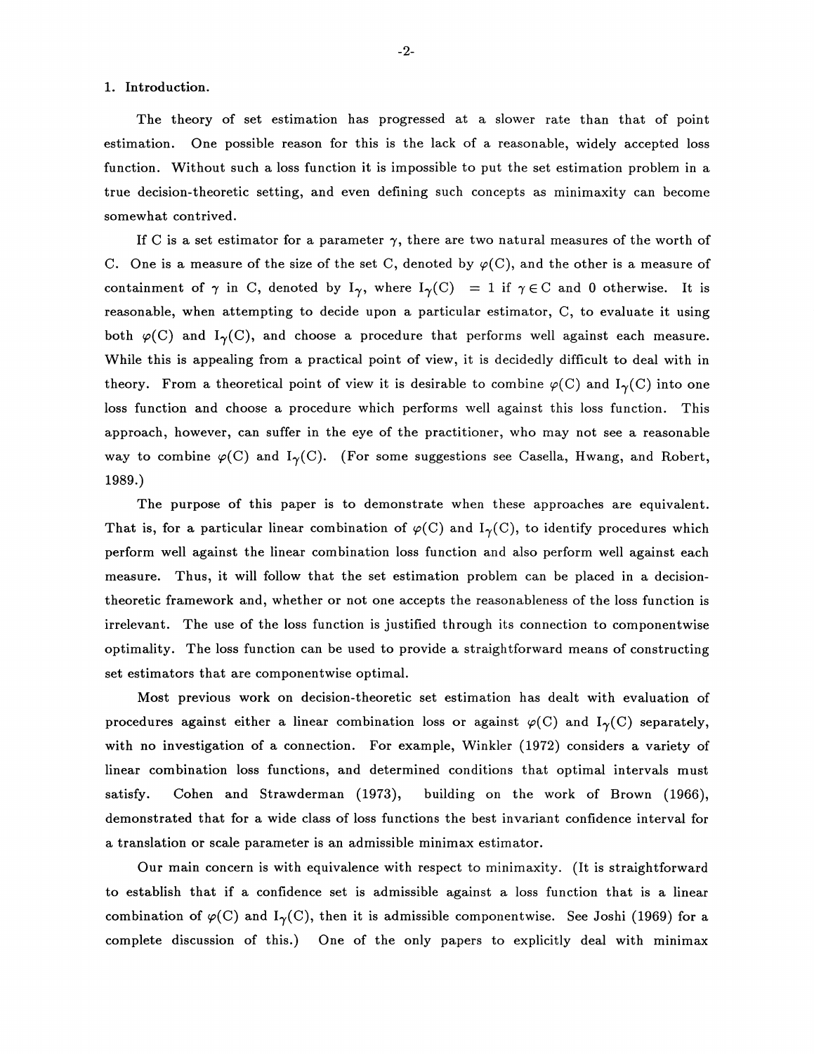## 1. Introduction.

The theory of set estimation has progressed at a slower rate than that of point estimation. One possible reason for this is the lack of a reasonable, widely accepted loss function. Without such a loss function it is impossible to put the set estimation problem in a true decision-theoretic setting, and even defining such concepts as minimaxity can become somewhat contrived.

If C is a set estimator for a parameter $\gamma$, there are two natural measures of the worth of C. One is a measure of the size of the set C, denoted by $\varphi(C)$, and the other is a measure of containment of $\gamma$ in C, denoted by $I_\gamma$, where $I_\gamma(C) = 1$ if $\gamma \in C$ and 0 otherwise. It is reasonable, when attempting to decide upon a particular estimator, C, to evaluate it using both $\varphi(C)$ and $I_\gamma(C)$, and choose a procedure that performs well against each measure. While this is appealing from a practical point of view, it is decidedly difficult to deal with in theory. From a theoretical point of view it is desirable to combine $\varphi(C)$ and $I_\gamma(C)$ into one loss function and choose a procedure which performs well against this loss function. This approach, however, can suffer in the eye of the practitioner, who may not see a reasonable way to combine $\varphi(C)$ and $I_\gamma(C)$. (For some suggestions see Casella, Hwang, and Robert, 1989.)

The purpose of this paper is to demonstrate when these approaches are equivalent. That is, for a particular linear combination of $\varphi(C)$ and $I_\gamma(C)$, to identify procedures which perform well against the linear combination loss function and also perform well against each measure. Thus, it will follow that the set estimation problem can be placed in a decision-theoretic framework and, whether or not one accepts the reasonableness of the loss function is irrelevant. The use of the loss function is justified through its connection to componentwise optimality. The loss function can be used to provide a straightforward means of constructing set estimators that are componentwise optimal.

Most previous work on decision-theoretic set estimation has dealt with evaluation of procedures against either a linear combination loss or against $\varphi(C)$ and $I_\gamma(C)$ separately, with no investigation of a connection. For example, Winkler (1972) considers a variety of linear combination loss functions, and determined conditions that optimal intervals must satisfy. Cohen and Strawderman (1973), building on the work of Brown (1966), demonstrated that for a wide class of loss functions the best invariant confidence interval for a translation or scale parameter is an admissible minimax estimator.

Our main concern is with equivalence with respect to minimaxity. (It is straightforward to establish that if a confidence set is admissible against a loss function that is a linear combination of $\varphi(C)$ and $I_\gamma(C)$, then it is admissible componentwise. See Joshi (1969) for a complete discussion of this.) One of the only papers to explicitly deal with minimax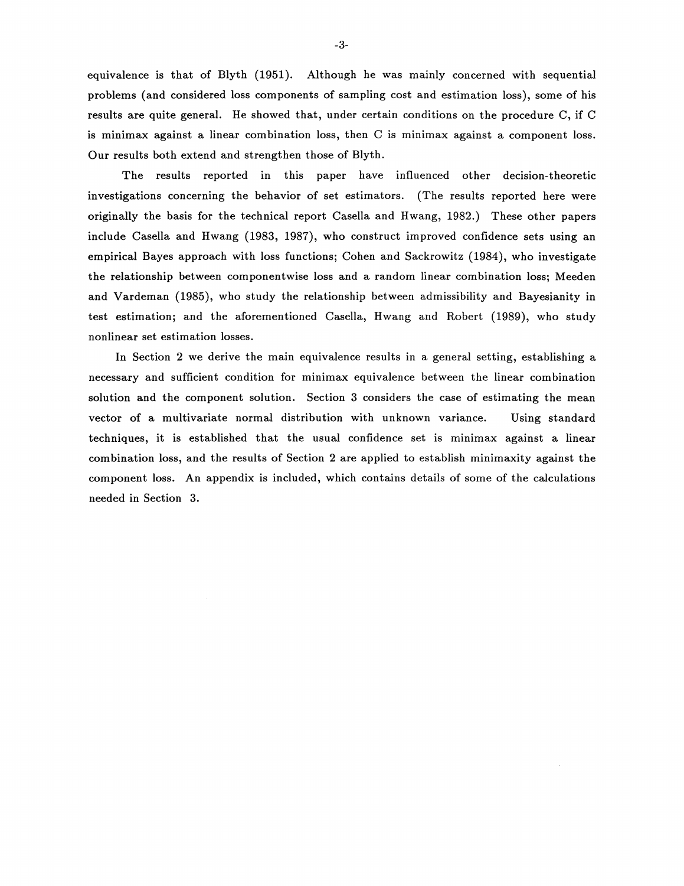equivalence is that of Blyth (1951). Although he was mainly concerned with sequential problems (and considered loss components of sampling cost and estimation loss), some of his results are quite general. He showed that, under certain conditions on the procedure C, if C is minimax against a linear combination loss, then C is minimax against a component loss. Our results both extend and strengthen those of Blyth.

The results reported in this paper have influenced other decision-theoretic investigations concerning the behavior of set estimators. (The results reported here were originally the basis for the technical report Casella and Hwang, 1982.) These other papers include Casella and Hwang (1983, 1987), who construct improved confidence sets using an empirical Bayes approach with loss functions; Cohen and Sackrowitz (1984), who investigate the relationship between componentwise loss and a random linear combination loss; Meeden and Vardeman (1985), who study the relationship between admissibility and Bayesianity in test estimation; and the aforementioned Casella, Hwang and Robert (1989), who study nonlinear set estimation losses.

In Section 2 we derive the main equivalence results in a general setting, establishing a necessary and sufficient condition for minimax equivalence between the linear combination solution and the component solution. Section 3 considers the case of estimating the mean vector of a multivariate normal distribution with unknown variance. Using standard techniques, it is established that the usual confidence set is minimax against a linear combination loss, and the results of Section 2 are applied to establish minimaxity against the component loss. An appendix is included, which contains details of some of the calculations needed in Section 3.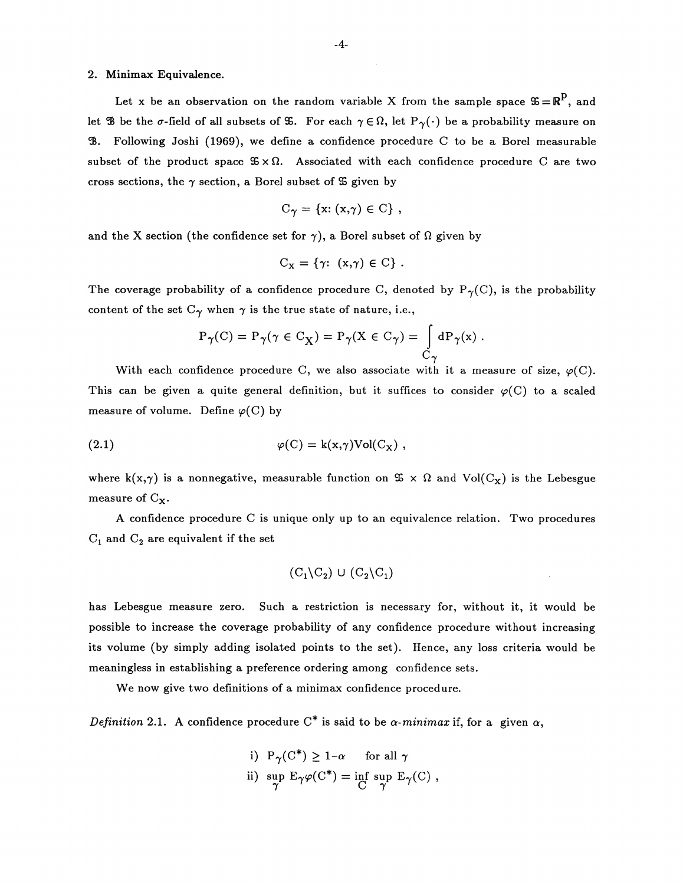## 2. Minimax Equivalence.

Let x be an observation on the random variable X from the sample space $\mathfrak{X} = \mathbb{R}^p$, and let $\mathfrak{B}$ be the $\sigma$-field of all subsets of $\mathfrak{X}$. For each $\gamma \in \Omega$, let $P_\gamma(\cdot)$ be a probability measure on $\mathfrak{B}$. Following Joshi (1969), we define a confidence procedure C to be a Borel measurable subset of the product space $\mathfrak{X} \times \Omega$. Associated with each confidence procedure C are two cross sections, the $\gamma$ section, a Borel subset of $\mathfrak{X}$ given by

$$C_\gamma = \{x: (x,\gamma) \in C\} ,$$

and the X section (the confidence set for $\gamma$), a Borel subset of $\Omega$ given by

$$C_X = \{\gamma: (x,\gamma) \in C\} .$$

The coverage probability of a confidence procedure C, denoted by $P_\gamma(C)$, is the probability content of the set $C_\gamma$ when $\gamma$ is the true state of nature, i.e.,

$$P_\gamma(C) = P_\gamma(\gamma \in C_X) = P_\gamma(X \in C_\gamma) = \int_{C_\gamma} dP_\gamma(x) .$$

With each confidence procedure C, we also associate with it a measure of size, $\varphi(C)$. This can be given a quite general definition, but it suffices to consider $\varphi(C)$ to a scaled measure of volume. Define $\varphi(C)$ by

$$\varphi(C) = k(x,\gamma)\mathrm{Vol}(C_X) , \tag{2.1}$$

where $k(x,\gamma)$ is a nonnegative, measurable function on $\mathfrak{X} \times \Omega$ and $\mathrm{Vol}(C_X)$ is the Lebesgue measure of $C_X$.

A confidence procedure C is unique only up to an equivalence relation. Two procedures $C_1$ and $C_2$ are equivalent if the set

$$(C_1 \backslash C_2) \cup (C_2 \backslash C_1)$$

has Lebesgue measure zero. Such a restriction is necessary for, without it, it would be possible to increase the coverage probability of any confidence procedure without increasing its volume (by simply adding isolated points to the set). Hence, any loss criteria would be meaningless in establishing a preference ordering among confidence sets.

We now give two definitions of a minimax confidence procedure.

*Definition* 2.1. A confidence procedure $C^*$ is said to be *$\alpha$-minimax* if, for a given $\alpha$,

i) $P_\gamma(C^*) \geq 1-\alpha$ for all $\gamma$

ii) $\sup_\gamma E_\gamma \varphi(C^*) = \inf_C \sup_\gamma E_\gamma(C)$ ,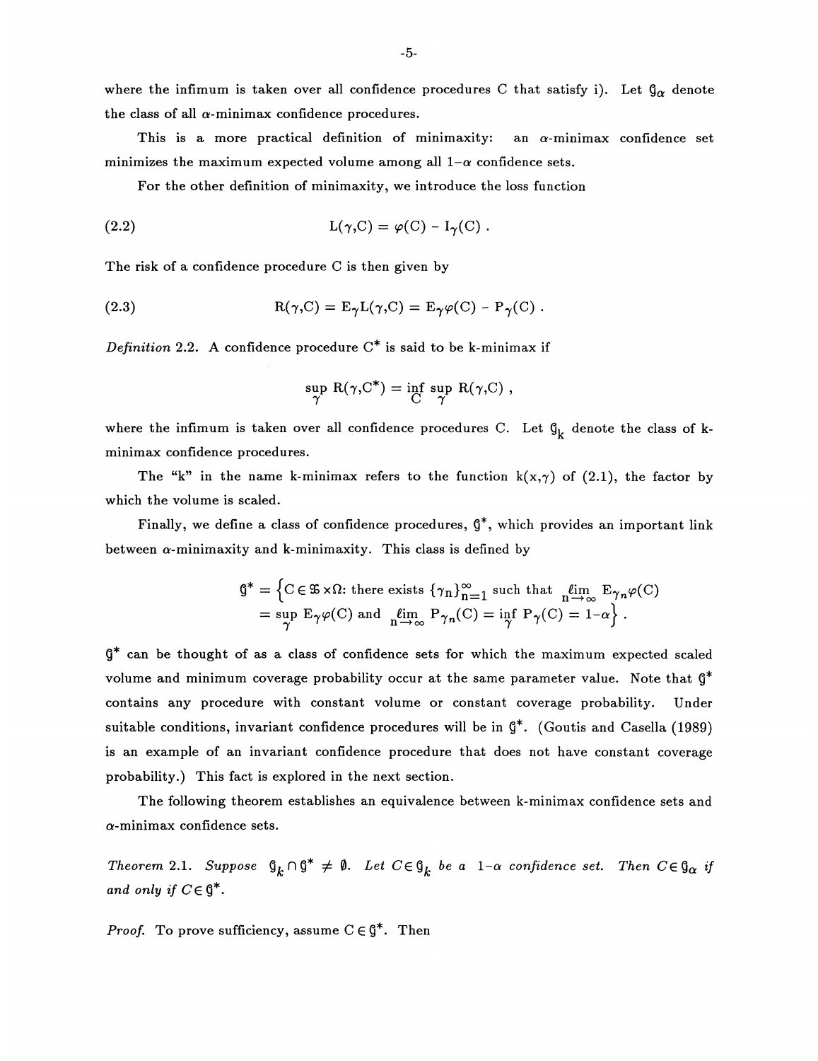where the infimum is taken over all confidence procedures C that satisfy i). Let $\mathcal{G}_\alpha$ denote the class of all $\alpha$-minimax confidence procedures.

This is a more practical definition of minimaxity: an $\alpha$-minimax confidence set minimizes the maximum expected volume among all $1-\alpha$ confidence sets.

For the other definition of minimaxity, we introduce the loss function

$$L(\gamma,C) = \varphi(C) - I_\gamma(C) . \tag{2.2}$$

The risk of a confidence procedure C is then given by

$$R(\gamma,C) = E_\gamma L(\gamma,C) = E_\gamma \varphi(C) - P_\gamma(C) . \tag{2.3}$$

*Definition* 2.2. A confidence procedure $C^*$ is said to be k-minimax if

$$\sup_\gamma R(\gamma,C^*) = \inf_C \sup_\gamma R(\gamma,C) ,$$

where the infimum is taken over all confidence procedures C. Let $\mathcal{G}_k$ denote the class of k-minimax confidence procedures.

The "k" in the name k-minimax refers to the function $k(x,\gamma)$ of (2.1), the factor by which the volume is scaled.

Finally, we define a class of confidence procedures, $\mathcal{G}^*$, which provides an important link between $\alpha$-minimaxity and k-minimaxity. This class is defined by

$$\mathcal{G}^* = \Big\{ C \in \mathfrak{X} \times \Omega\text{: there exists } \{\gamma_n\}_{n=1}^\infty \text{ such that } \lim_{n\to\infty} E_{\gamma_n}\varphi(C) = \sup_\gamma E_\gamma \varphi(C) \text{ and } \lim_{n\to\infty} P_{\gamma_n}(C) = \inf_\gamma P_\gamma(C) = 1-\alpha \Big\} .$$

$\mathcal{G}^*$ can be thought of as a class of confidence sets for which the maximum expected scaled volume and minimum coverage probability occur at the same parameter value. Note that $\mathcal{G}^*$ contains any procedure with constant volume or constant coverage probability. Under suitable conditions, invariant confidence procedures will be in $\mathcal{G}^*$. (Goutis and Casella (1989) is an example of an invariant confidence procedure that does not have constant coverage probability.) This fact is explored in the next section.

The following theorem establishes an equivalence between k-minimax confidence sets and $\alpha$-minimax confidence sets.

*Theorem* 2.1. *Suppose* $\mathcal{G}_k \cap \mathcal{G}^* \neq \emptyset$. *Let* $C \in \mathcal{G}_k$ *be a* $1-\alpha$ *confidence set. Then* $C \in \mathcal{G}_\alpha$ *if and only if* $C \in \mathcal{G}^*$.

*Proof.* To prove sufficiency, assume $C \in \mathcal{G}^*$. Then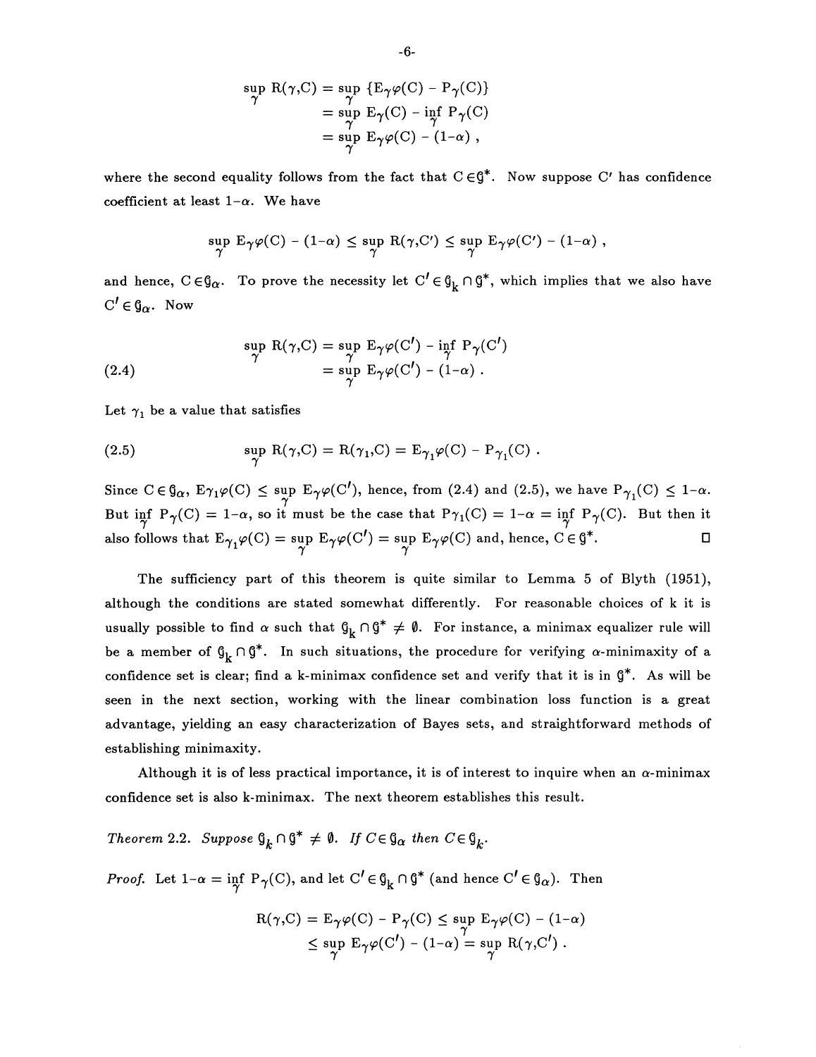$$
\begin{aligned}
\sup_{\gamma} \mathrm{R}(\gamma,\mathrm{C}) &= \sup_{\gamma} \{\mathrm{E}_\gamma\varphi(\mathrm{C}) - \mathrm{P}_\gamma(\mathrm{C})\} \\
&= \sup_{\gamma} \mathrm{E}_\gamma(\mathrm{C}) - \inf_{\gamma} \mathrm{P}_\gamma(\mathrm{C}) \\
&= \sup_{\gamma} \mathrm{E}_\gamma\varphi(\mathrm{C}) - (1-\alpha) ,
\end{aligned}
$$

where the second equality follows from the fact that $\mathrm{C} \in \mathcal{G}^*$. Now suppose C′ has confidence coefficient at least $1-\alpha$. We have

$$
\sup_{\gamma} \mathrm{E}_\gamma\varphi(\mathrm{C}) - (1-\alpha) \leq \sup_{\gamma} \mathrm{R}(\gamma,\mathrm{C}') \leq \sup_{\gamma} \mathrm{E}_\gamma\varphi(\mathrm{C}') - (1-\alpha) ,
$$

and hence, $\mathrm{C} \in \mathcal{G}_\alpha$. To prove the necessity let $\mathrm{C}' \in \mathcal{G}_\mathrm{k} \cap \mathcal{G}^*$, which implies that we also have $\mathrm{C}' \in \mathcal{G}_\alpha$. Now

$$
\begin{aligned}
\sup_{\gamma} \mathrm{R}(\gamma,\mathrm{C}) &= \sup_{\gamma} \mathrm{E}_\gamma\varphi(\mathrm{C}') - \inf_{\gamma} \mathrm{P}_\gamma(\mathrm{C}') \\
&= \sup_{\gamma} \mathrm{E}_\gamma\varphi(\mathrm{C}') - (1-\alpha) .
\end{aligned}
\tag{2.4}
$$

Let $\gamma_1$ be a value that satisfies

$$
\sup_{\gamma} \mathrm{R}(\gamma,\mathrm{C}) = \mathrm{R}(\gamma_1,\mathrm{C}) = \mathrm{E}_{\gamma_1}\varphi(\mathrm{C}) - \mathrm{P}_{\gamma_1}(\mathrm{C}) .
\tag{2.5}
$$

Since $\mathrm{C} \in \mathcal{G}_\alpha$, $\mathrm{E}\gamma_1\varphi(\mathrm{C}) \leq \sup_{\gamma} \mathrm{E}_\gamma\varphi(\mathrm{C}')$, hence, from (2.4) and (2.5), we have $\mathrm{P}_{\gamma_1}(\mathrm{C}) \leq 1-\alpha$. But $\inf_{\gamma} \mathrm{P}_\gamma(\mathrm{C}) = 1-\alpha$, so it must be the case that $\mathrm{P}\gamma_1(\mathrm{C}) = 1-\alpha = \inf_{\gamma} \mathrm{P}_\gamma(\mathrm{C})$. But then it also follows that $\mathrm{E}_{\gamma_1}\varphi(\mathrm{C}) = \sup_{\gamma} \mathrm{E}_\gamma\varphi(\mathrm{C}') = \sup_{\gamma} \mathrm{E}_\gamma\varphi(\mathrm{C})$ and, hence, $\mathrm{C} \in \mathcal{G}^*$. □

The sufficiency part of this theorem is quite similar to Lemma 5 of Blyth (1951), although the conditions are stated somewhat differently. For reasonable choices of k it is usually possible to find $\alpha$ such that $\mathcal{G}_\mathrm{k} \cap \mathcal{G}^* \neq \emptyset$. For instance, a minimax equalizer rule will be a member of $\mathcal{G}_\mathrm{k} \cap \mathcal{G}^*$. In such situations, the procedure for verifying $\alpha$-minimaxity of a confidence set is clear; find a k-minimax confidence set and verify that it is in $\mathcal{G}^*$. As will be seen in the next section, working with the linear combination loss function is a great advantage, yielding an easy characterization of Bayes sets, and straightforward methods of establishing minimaxity.

Although it is of less practical importance, it is of interest to inquire when an $\alpha$-minimax confidence set is also k-minimax. The next theorem establishes this result.

*Theorem 2.2. Suppose $\mathcal{G}_k \cap \mathcal{G}^* \neq \emptyset$. If $C \in \mathcal{G}_\alpha$ then $C \in \mathcal{G}_k$.*

*Proof.* Let $1-\alpha = \inf_{\gamma} \mathrm{P}_\gamma(\mathrm{C})$, and let $\mathrm{C}' \in \mathcal{G}_\mathrm{k} \cap \mathcal{G}^*$ (and hence $\mathrm{C}' \in \mathcal{G}_\alpha$). Then

$$
\begin{aligned}
\mathrm{R}(\gamma,\mathrm{C}) = \mathrm{E}_\gamma\varphi(\mathrm{C}) - \mathrm{P}_\gamma(\mathrm{C}) &\leq \sup_{\gamma} \mathrm{E}_\gamma\varphi(\mathrm{C}) - (1-\alpha) \\
&\leq \sup_{\gamma} \mathrm{E}_\gamma\varphi(\mathrm{C}') - (1-\alpha) = \sup_{\gamma} \mathrm{R}(\gamma,\mathrm{C}') .
\end{aligned}
$$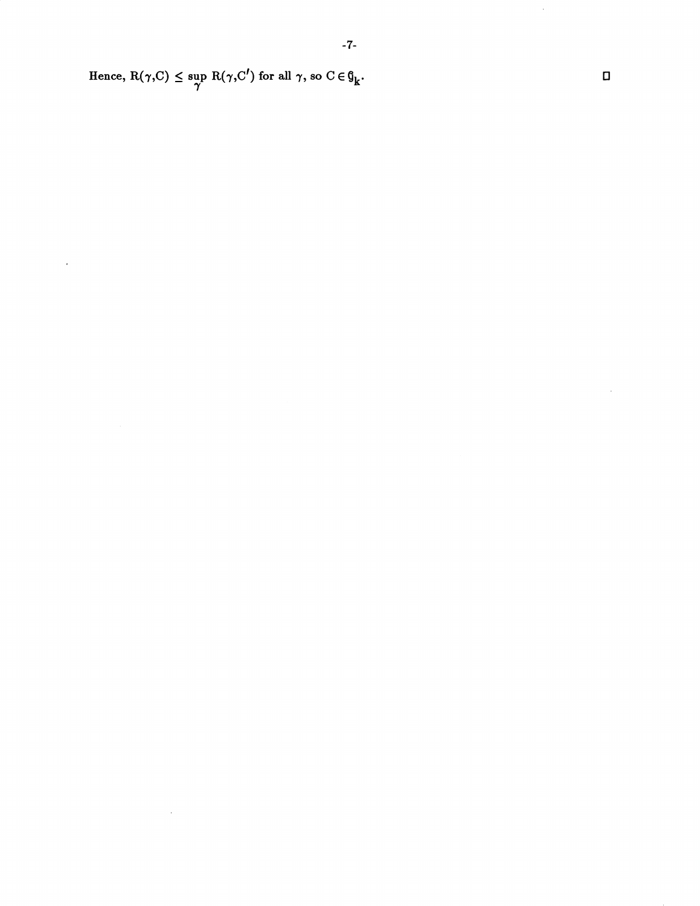Hence, $R(\gamma,C) \leq \sup_{\gamma} R(\gamma,C')$ for all $\gamma$, so $C \in \mathcal{G}_k$. $\square$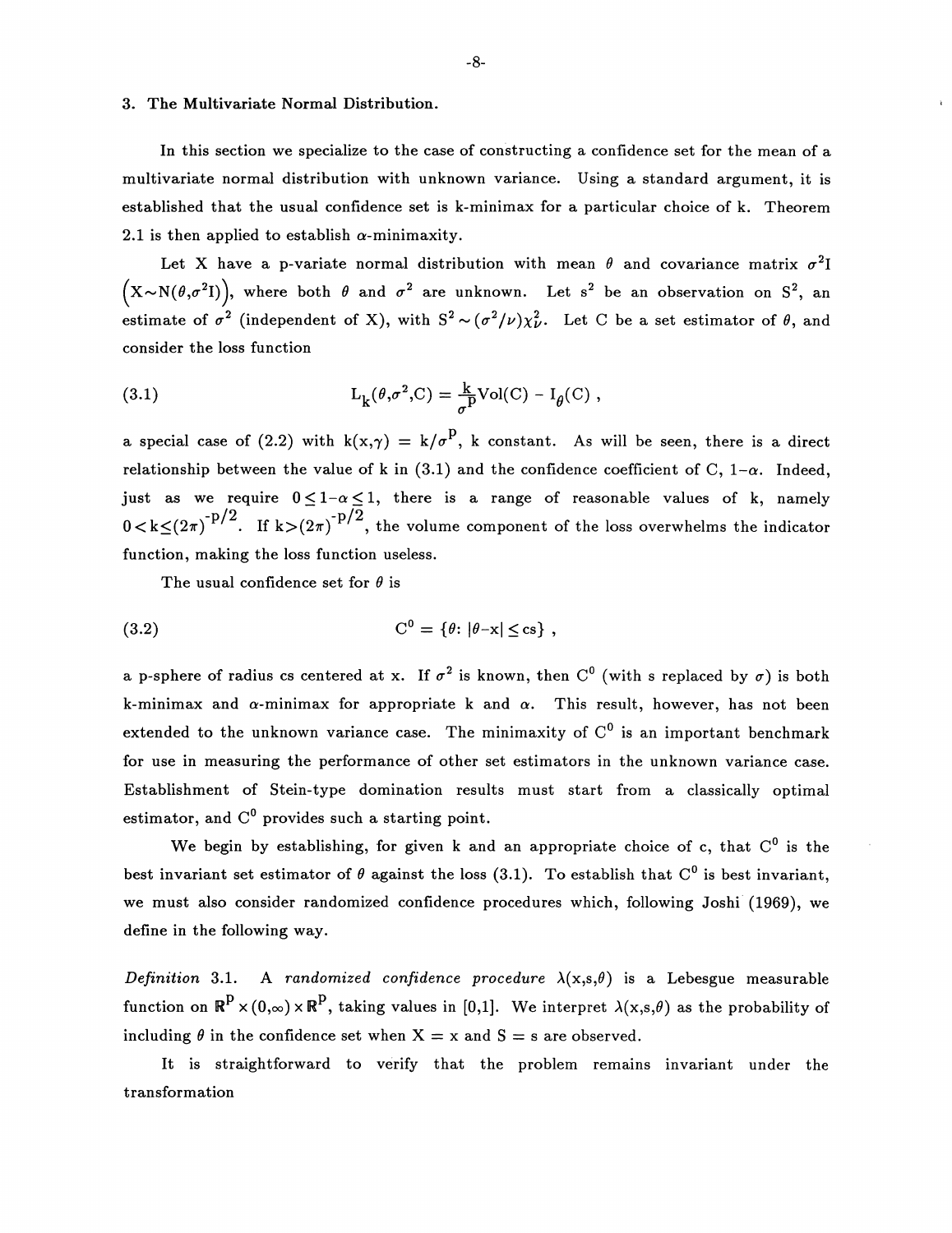## 3. The Multivariate Normal Distribution.

In this section we specialize to the case of constructing a confidence set for the mean of a multivariate normal distribution with unknown variance. Using a standard argument, it is established that the usual confidence set is k-minimax for a particular choice of k. Theorem 2.1 is then applied to establish $\alpha$-minimaxity.

Let X have a p-variate normal distribution with mean $\theta$ and covariance matrix $\sigma^2 I$ $\left(X \sim N(\theta, \sigma^2 I)\right)$, where both $\theta$ and $\sigma^2$ are unknown. Let $s^2$ be an observation on $S^2$, an estimate of $\sigma^2$ (independent of X), with $S^2 \sim (\sigma^2/\nu)\chi^2_\nu$. Let C be a set estimator of $\theta$, and consider the loss function

$$L_k(\theta, \sigma^2, C) = \frac{k}{\sigma^p}\text{Vol}(C) - I_\theta(C) \,, \tag{3.1}$$

a special case of (2.2) with $k(x,\gamma) = k/\sigma^p$, k constant. As will be seen, there is a direct relationship between the value of k in (3.1) and the confidence coefficient of C, $1-\alpha$. Indeed, just as we require $0 \le 1-\alpha \le 1$, there is a range of reasonable values of k, namely $0 < k \le (2\pi)^{-p/2}$. If $k > (2\pi)^{-p/2}$, the volume component of the loss overwhelms the indicator function, making the loss function useless.

The usual confidence set for $\theta$ is

$$C^0 = \{\theta \colon |\theta - x| \le cs\} \,, \tag{3.2}$$

a p-sphere of radius cs centered at x. If $\sigma^2$ is known, then $C^0$ (with s replaced by $\sigma$) is both k-minimax and $\alpha$-minimax for appropriate k and $\alpha$. This result, however, has not been extended to the unknown variance case. The minimaxity of $C^0$ is an important benchmark for use in measuring the performance of other set estimators in the unknown variance case. Establishment of Stein-type domination results must start from a classically optimal estimator, and $C^0$ provides such a starting point.

We begin by establishing, for given k and an appropriate choice of c, that $C^0$ is the best invariant set estimator of $\theta$ against the loss (3.1). To establish that $C^0$ is best invariant, we must also consider randomized confidence procedures which, following Joshi (1969), we define in the following way.

*Definition* 3.1. A *randomized confidence procedure* $\lambda(x,s,\theta)$ is a Lebesgue measurable function on $\mathbb{R}^p \times (0,\infty) \times \mathbb{R}^p$, taking values in [0,1]. We interpret $\lambda(x,s,\theta)$ as the probability of including $\theta$ in the confidence set when $X = x$ and $S = s$ are observed.

It is straightforward to verify that the problem remains invariant under the transformation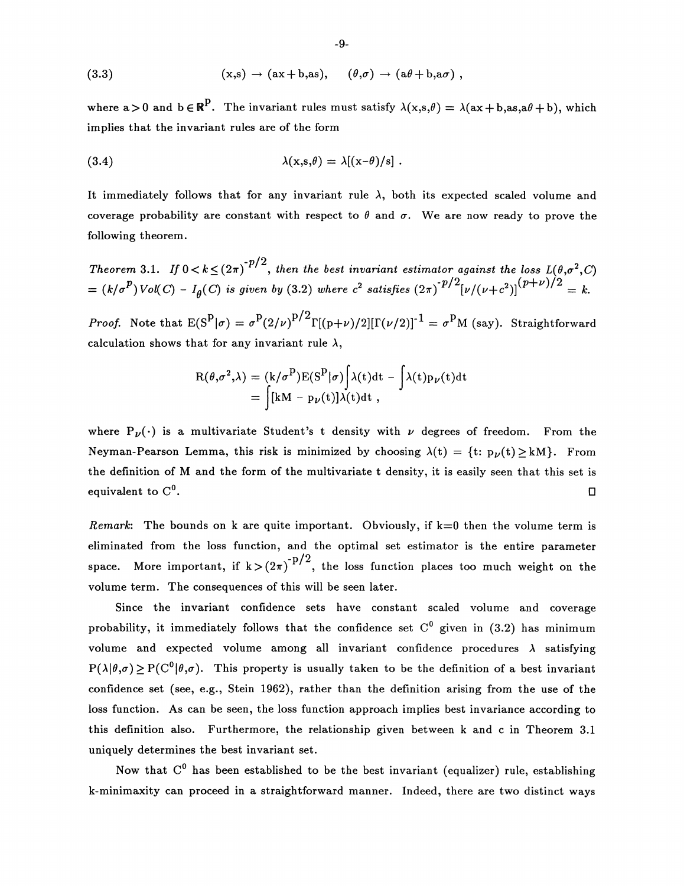$$(3.3) \qquad (x,s) \rightarrow (ax+b,as), \quad (\theta,\sigma) \rightarrow (a\theta+b,a\sigma) ,$$

where $a > 0$ and $b \in \mathbb{R}^p$. The invariant rules must satisfy $\lambda(x,s,\theta) = \lambda(ax+b,as,a\theta+b)$, which implies that the invariant rules are of the form

$$(3.4) \qquad \lambda(x,s,\theta) = \lambda[(x-\theta)/s] .$$

It immediately follows that for any invariant rule $\lambda$, both its expected scaled volume and coverage probability are constant with respect to $\theta$ and $\sigma$. We are now ready to prove the following theorem.

*Theorem* 3.1. *If* $0 < k \leq (2\pi)^{-p/2}$, *then the best invariant estimator against the loss* $L(\theta,\sigma^2,C) = (k/\sigma^p)\,Vol(C) - I_\theta(C)$ *is given by* (3.2) *where* $c^2$ *satisfies* $(2\pi)^{-p/2}[\nu/(\nu+c^2)]^{(p+\nu)/2} = k$.

*Proof.* Note that $E(S^p|\sigma) = \sigma^p(2/\nu)^{p/2}\Gamma[(p+\nu)/2][\Gamma(\nu/2)]^{-1} = \sigma^p M$ (say). Straightforward calculation shows that for any invariant rule $\lambda$,

$$\begin{aligned} R(\theta,\sigma^2,\lambda) &= (k/\sigma^p)E(S^p|\sigma)\int \lambda(t)dt - \int \lambda(t)p_\nu(t)dt \\ &= \int [kM - p_\nu(t)]\lambda(t)dt , \end{aligned}$$

where $P_\nu(\cdot)$ is a multivariate Student's t density with $\nu$ degrees of freedom. From the Neyman-Pearson Lemma, this risk is minimized by choosing $\lambda(t) = \{t: p_\nu(t) \geq kM\}$. From the definition of M and the form of the multivariate t density, it is easily seen that this set is equivalent to $C^0$. □

*Remark*: The bounds on k are quite important. Obviously, if k=0 then the volume term is eliminated from the loss function, and the optimal set estimator is the entire parameter space. More important, if $k > (2\pi)^{-p/2}$, the loss function places too much weight on the volume term. The consequences of this will be seen later.

Since the invariant confidence sets have constant scaled volume and coverage probability, it immediately follows that the confidence set $C^0$ given in (3.2) has minimum volume and expected volume among all invariant confidence procedures $\lambda$ satisfying $P(\lambda|\theta,\sigma) \geq P(C^0|\theta,\sigma)$. This property is usually taken to be the definition of a best invariant confidence set (see, e.g., Stein 1962), rather than the definition arising from the use of the loss function. As can be seen, the loss function approach implies best invariance according to this definition also. Furthermore, the relationship given between k and c in Theorem 3.1 uniquely determines the best invariant set.

Now that $C^0$ has been established to be the best invariant (equalizer) rule, establishing k-minimaxity can proceed in a straightforward manner. Indeed, there are two distinct ways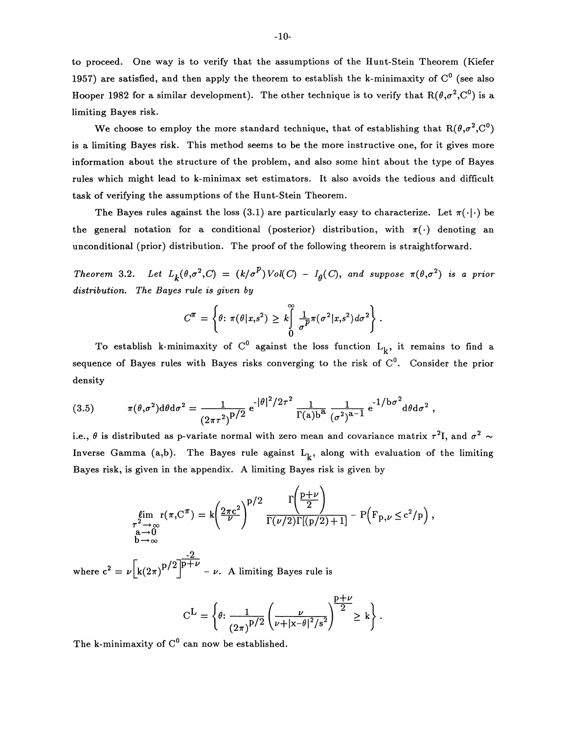to proceed. One way is to verify that the assumptions of the Hunt-Stein Theorem (Kiefer 1957) are satisfied, and then apply the theorem to establish the k-minimaxity of $C^0$ (see also Hooper 1982 for a similar development). The other technique is to verify that $R(\theta,\sigma^2,C^0)$ is a limiting Bayes risk.

We choose to employ the more standard technique, that of establishing that $R(\theta,\sigma^2,C^0)$ is a limiting Bayes risk. This method seems to be the more instructive one, for it gives more information about the structure of the problem, and also some hint about the type of Bayes rules which might lead to k-minimax set estimators. It also avoids the tedious and difficult task of verifying the assumptions of the Hunt-Stein Theorem.

The Bayes rules against the loss (3.1) are particularly easy to characterize. Let $\pi(\cdot|\cdot)$ be the general notation for a conditional (posterior) distribution, with $\pi(\cdot)$ denoting an unconditional (prior) distribution. The proof of the following theorem is straightforward.

*Theorem 3.2. Let $L_k(\theta,\sigma^2,C) = (k/\sigma^p)Vol(C) - I_\theta(C)$, and suppose $\pi(\theta,\sigma^2)$ is a prior distribution. The Bayes rule is given by*

$$C^\pi = \left\{\theta\colon \pi(\theta|x,s^2) \geq k\int_0^\infty \frac{1}{\sigma^p}\pi(\sigma^2|x,s^2)d\sigma^2\right\}.$$

To establish k-minimaxity of $C^0$ against the loss function $L_k$, it remains to find a sequence of Bayes rules with Bayes risks converging to the risk of $C^0$. Consider the prior density

$$\pi(\theta,\sigma^2)d\theta d\sigma^2 = \frac{1}{(2\pi\tau^2)^{p/2}}\, e^{-|\theta|^2/2\tau^2}\, \frac{1}{\Gamma(a)b^a}\, \frac{1}{(\sigma^2)^{a-1}}\, e^{-1/b\sigma^2} d\theta d\sigma^2\,, \tag{3.5}$$

i.e., $\theta$ is distributed as p-variate normal with zero mean and covariance matrix $\tau^2 I$, and $\sigma^2 \sim$ Inverse Gamma (a,b). The Bayes rule against $L_k$, along with evaluation of the limiting Bayes risk, is given in the appendix. A limiting Bayes risk is given by

$$\lim_{\substack{\tau^2\to\infty \\ a\to 0 \\ b\to\infty}} r(\pi,C^\pi) = k\left(\frac{2\pi c^2}{\nu}\right)^{p/2} \frac{\Gamma\left(\frac{p+\nu}{2}\right)}{\Gamma(\nu/2)\Gamma[(p/2)+1]} - P\left(F_{p,\nu} \leq c^2/p\right),$$

where $c^2 = \nu\left[k(2\pi)^{p/2}\right]^{\frac{-2}{p+\nu}} - \nu$. A limiting Bayes rule is

$$C^L = \left\{\theta\colon \frac{1}{(2\pi)^{p/2}}\left(\frac{\nu}{\nu+|x-\theta|^2/s^2}\right)^{\frac{p+\nu}{2}} \geq k\right\}.$$

The k-minimaxity of $C^0$ can now be established.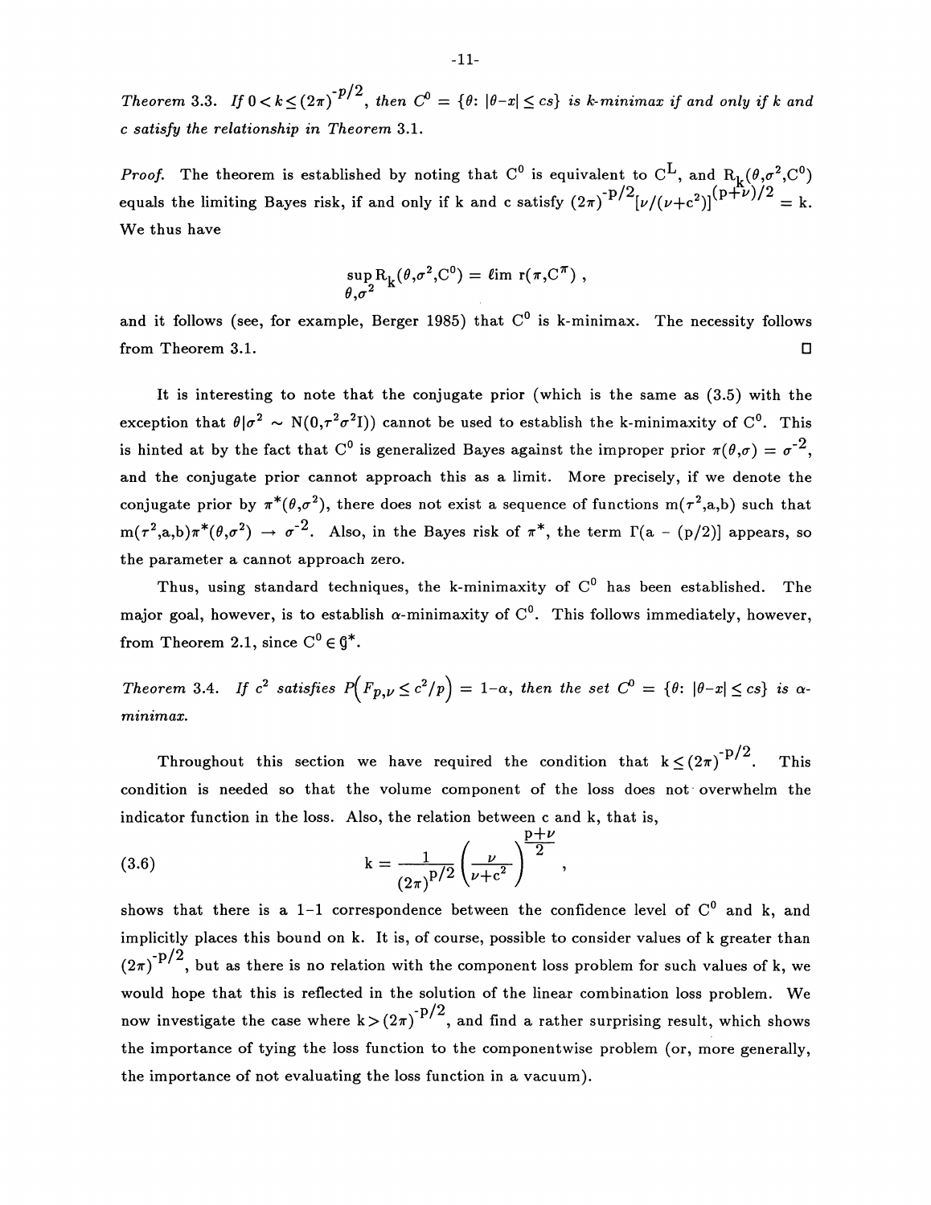*Theorem* 3.3. *If* $0 < k \leq (2\pi)^{-p/2}$, *then* $C^0 = \{\theta\colon |\theta - x| \leq cs\}$ *is k-minimax if and only if k and c satisfy the relationship in Theorem* 3.1.

*Proof.* The theorem is established by noting that $C^0$ is equivalent to $C^L$, and $R_k(\theta,\sigma^2,C^0)$ equals the limiting Bayes risk, if and only if k and c satisfy $(2\pi)^{-p/2}[\nu/(\nu+c^2)]^{(p+\nu)/2} = k$. We thus have

$$\sup_{\theta,\sigma^2} R_k(\theta,\sigma^2,C^0) = \lim r(\pi, C^\pi) ,$$

and it follows (see, for example, Berger 1985) that $C^0$ is k-minimax. The necessity follows from Theorem 3.1. □

It is interesting to note that the conjugate prior (which is the same as (3.5) with the exception that $\theta|\sigma^2 \sim N(0,\tau^2\sigma^2 I)$) cannot be used to establish the k-minimaxity of $C^0$. This is hinted at by the fact that $C^0$ is generalized Bayes against the improper prior $\pi(\theta,\sigma) = \sigma^{-2}$, and the conjugate prior cannot approach this as a limit. More precisely, if we denote the conjugate prior by $\pi^*(\theta,\sigma^2)$, there does not exist a sequence of functions $m(\tau^2,a,b)$ such that $m(\tau^2,a,b)\pi^*(\theta,\sigma^2) \to \sigma^{-2}$. Also, in the Bayes risk of $\pi^*$, the term $\Gamma(a - (p/2)]$ appears, so the parameter a cannot approach zero.

Thus, using standard techniques, the k-minimaxity of $C^0$ has been established. The major goal, however, is to establish $\alpha$-minimaxity of $C^0$. This follows immediately, however, from Theorem 2.1, since $C^0 \in \mathcal{G}^*$.

*Theorem* 3.4. *If* $c^2$ *satisfies* $P\left(F_{p,\nu} \leq c^2/p\right) = 1-\alpha$, *then the set* $C^0 = \{\theta\colon |\theta - x| \leq cs\}$ *is $\alpha$-minimax.*

Throughout this section we have required the condition that $k \leq (2\pi)^{-p/2}$. This condition is needed so that the volume component of the loss does not overwhelm the indicator function in the loss. Also, the relation between c and k, that is,

$$k = \frac{1}{(2\pi)^{p/2}} \left(\frac{\nu}{\nu+c^2}\right)^{\frac{p+\nu}{2}} , \tag{3.6}$$

shows that there is a 1–1 correspondence between the confidence level of $C^0$ and k, and implicitly places this bound on k. It is, of course, possible to consider values of k greater than $(2\pi)^{-p/2}$, but as there is no relation with the component loss problem for such values of k, we would hope that this is reflected in the solution of the linear combination loss problem. We now investigate the case where $k > (2\pi)^{-p/2}$, and find a rather surprising result, which shows the importance of tying the loss function to the componentwise problem (or, more generally, the importance of not evaluating the loss function in a vacuum).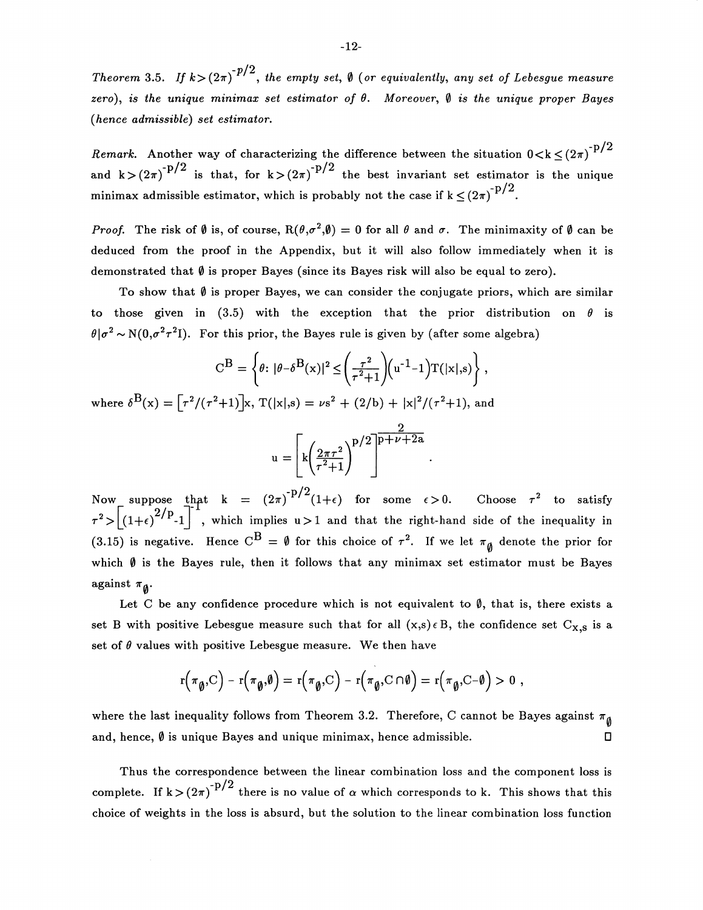*Theorem 3.5. If* $k > (2\pi)^{-p/2}$*, the empty set,* $\emptyset$ *(or equivalently, any set of Lebesgue measure zero), is the unique minimax set estimator of* $\theta$*. Moreover,* $\emptyset$ *is the unique proper Bayes (hence admissible) set estimator.*

*Remark.* Another way of characterizing the difference between the situation $0 < k \le (2\pi)^{-p/2}$ and $k > (2\pi)^{-p/2}$ is that, for $k > (2\pi)^{-p/2}$ the best invariant set estimator is the unique minimax admissible estimator, which is probably not the case if $k \le (2\pi)^{-p/2}$.

*Proof.* The risk of $\emptyset$ is, of course, $R(\theta,\sigma^2,\emptyset) = 0$ for all $\theta$ and $\sigma$. The minimaxity of $\emptyset$ can be deduced from the proof in the Appendix, but it will also follow immediately when it is demonstrated that $\emptyset$ is proper Bayes (since its Bayes risk will also be equal to zero).

To show that $\emptyset$ is proper Bayes, we can consider the conjugate priors, which are similar to those given in (3.5) with the exception that the prior distribution on $\theta$ is $\theta|\sigma^2 \sim N(0,\sigma^2\tau^2 I)$. For this prior, the Bayes rule is given by (after some algebra)

$$C^B = \left\{\theta \colon |\theta-\delta^B(x)|^2 \le \left(\frac{\tau^2}{\tau^2+1}\right)\left(u^{-1}-1\right)T(|x|,s)\right\},$$

where $\delta^B(x) = \left[\tau^2/(\tau^2+1)\right]x$, $T(|x|,s) = \nu s^2 + (2/b) + |x|^2/(\tau^2+1)$, and

$$u = \left[k\left(\frac{2\pi\tau^2}{\tau^2+1}\right)^{p/2}\right]^{\frac{2}{p+\nu+2a}}.$$

Now suppose that $k = (2\pi)^{-p/2}(1+\epsilon)$ for some $\epsilon > 0$. Choose $\tau^2$ to satisfy $\tau^2 > \left[(1+\epsilon)^{2/p}-1\right]^{-1}$, which implies $u > 1$ and that the right-hand side of the inequality in (3.15) is negative. Hence $C^B = \emptyset$ for this choice of $\tau^2$. If we let $\pi_\emptyset$ denote the prior for which $\emptyset$ is the Bayes rule, then it follows that any minimax set estimator must be Bayes against $\pi_\emptyset$.

Let C be any confidence procedure which is not equivalent to $\emptyset$, that is, there exists a set B with positive Lebesgue measure such that for all $(x,s) \in B$, the confidence set $C_{x,s}$ is a set of $\theta$ values with positive Lebesgue measure. We then have

$$r\left(\pi_\emptyset,C\right) - r\left(\pi_\emptyset,\emptyset\right) = r\left(\pi_\emptyset,C\right) - r\left(\pi_\emptyset,C\cap\emptyset\right) = r\left(\pi_\emptyset,C-\emptyset\right) > 0,$$

where the last inequality follows from Theorem 3.2. Therefore, C cannot be Bayes against $\pi_\emptyset$ and, hence, $\emptyset$ is unique Bayes and unique minimax, hence admissible. □

Thus the correspondence between the linear combination loss and the component loss is complete. If $k > (2\pi)^{-p/2}$ there is no value of $\alpha$ which corresponds to k. This shows that this choice of weights in the loss is absurd, but the solution to the linear combination loss function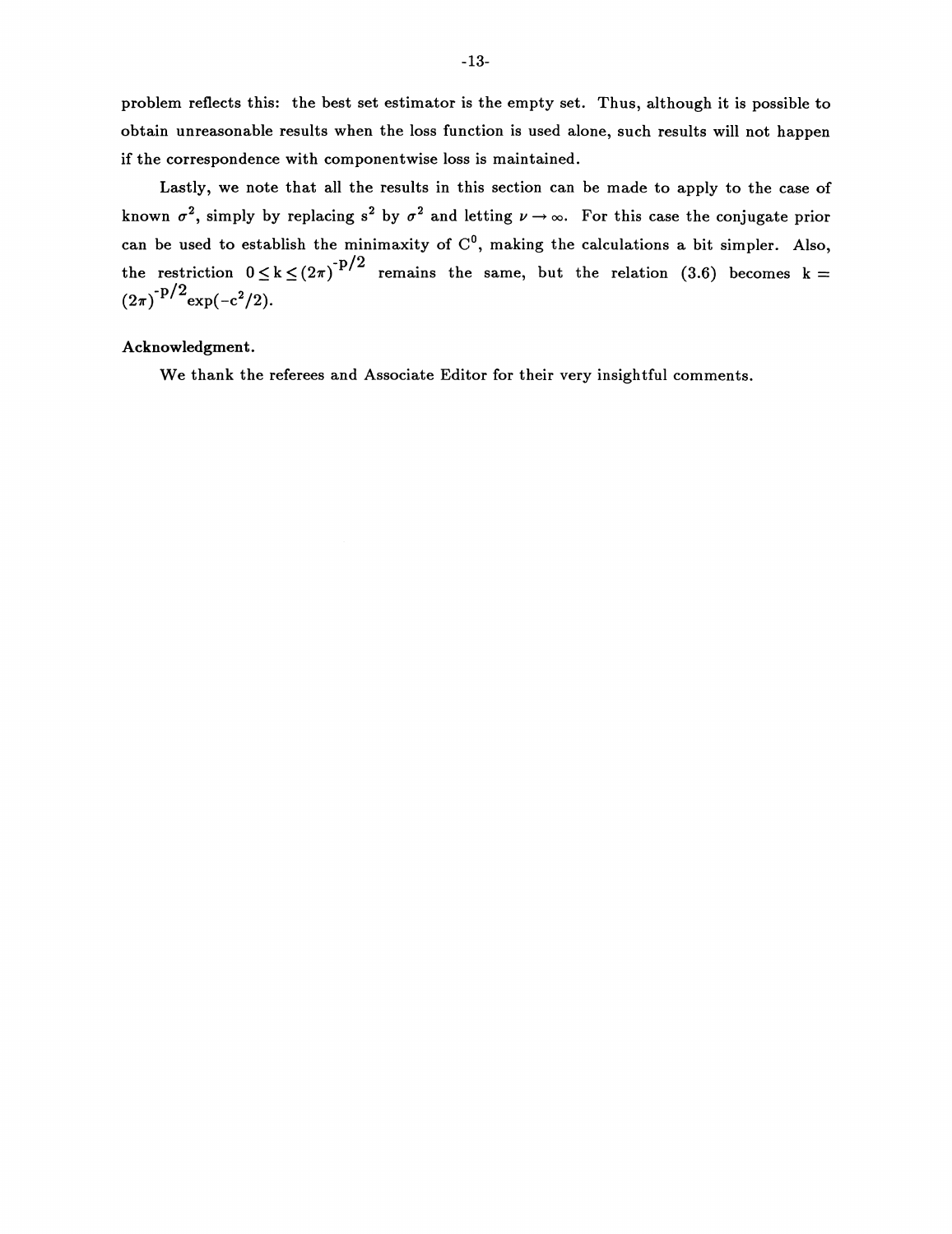problem reflects this: the best set estimator is the empty set. Thus, although it is possible to obtain unreasonable results when the loss function is used alone, such results will not happen if the correspondence with componentwise loss is maintained.

Lastly, we note that all the results in this section can be made to apply to the case of known $\sigma^2$, simply by replacing $s^2$ by $\sigma^2$ and letting $\nu \rightarrow \infty$. For this case the conjugate prior can be used to establish the minimaxity of $C^0$, making the calculations a bit simpler. Also, the restriction $0 \leq k \leq (2\pi)^{-p/2}$ remains the same, but the relation (3.6) becomes $k = (2\pi)^{-p/2}\exp(-c^2/2)$.

**Acknowledgment.**

We thank the referees and Associate Editor for their very insightful comments.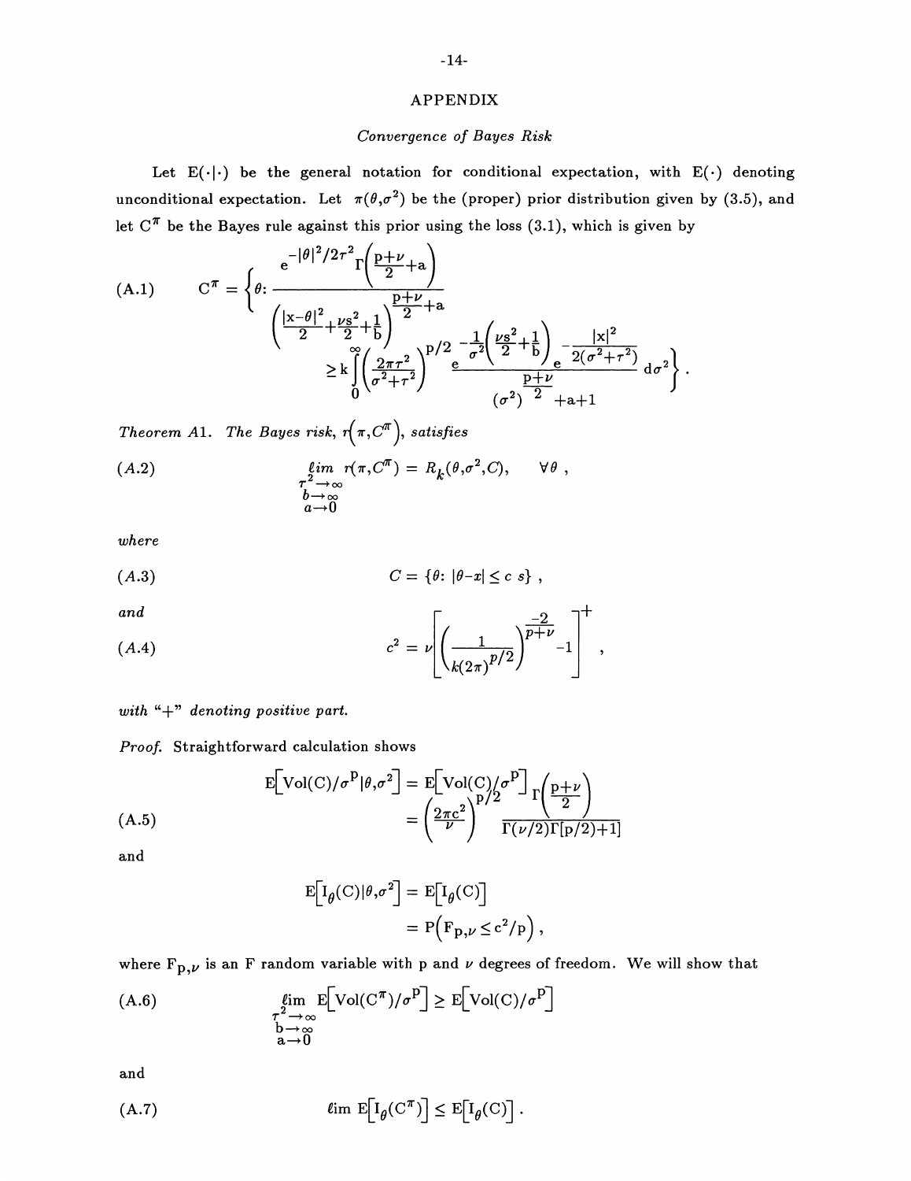## APPENDIX

### *Convergence of Bayes Risk*

Let $E(\cdot|\cdot)$ be the general notation for conditional expectation, with $E(\cdot)$ denoting unconditional expectation. Let $\pi(\theta,\sigma^2)$ be the (proper) prior distribution given by (3.5), and let $C^\pi$ be the Bayes rule against this prior using the loss (3.1), which is given by

$$
\text{(A.1)} \qquad C^\pi = \left\{\theta: \frac{e^{-|\theta|^2/2\tau^2}\,\Gamma\!\left(\frac{p+\nu}{2}+a\right)}{\left(\frac{|x-\theta|^2}{2}+\frac{\nu s^2}{2}+\frac{1}{b}\right)^{\frac{p+\nu}{2}+a}} \geq k\int_0^\infty \left(\frac{2\pi\tau^2}{\sigma^2+\tau^2}\right)^{p/2} \frac{e^{-\frac{1}{\sigma^2}\left(\frac{\nu s^2}{2}+\frac{1}{b}\right)}\, e^{-\frac{|x|^2}{2(\sigma^2+\tau^2)}}}{(\sigma^2)^{\frac{p+\nu}{2}+a+1}}\, d\sigma^2\right\}.
$$

*Theorem A1. The Bayes risk,* $r\left(\pi,C^\pi\right)$, *satisfies*

$$
(A.2) \qquad \lim_{\substack{\tau^2\to\infty\\ b\to\infty\\ a\to 0}} r(\pi,C^\pi) = R_k(\theta,\sigma^2,C), \qquad \forall\theta\ ,
$$

*where*

$$
(A.3) \qquad C = \{\theta\colon |\theta-x|\le c\ s\}\ ,
$$

*and*

$$
(A.4) \qquad c^2 = \nu\left[\left(\frac{1}{k(2\pi)^{p/2}}\right)^{\frac{-2}{p+\nu}}-1\right]^+ ,
$$

*with "+" denoting positive part.*

*Proof.* Straightforward calculation shows

$$
\text{(A.5)} \qquad E\left[\mathrm{Vol}(C)/\sigma^p|\theta,\sigma^2\right] = E\left[\mathrm{Vol}(C)/\sigma^p\right] = \left(\frac{2\pi c^2}{\nu}\right)^{p/2}\frac{\Gamma\left(\frac{p+\nu}{2}\right)}{\Gamma(\nu/2)\Gamma[p/2)+1]}
$$

and

$$
E\left[I_\theta(C)|\theta,\sigma^2\right] = E\left[I_\theta(C)\right] = P\left(F_{p,\nu}\le c^2/p\right),
$$

where $F_{p,\nu}$ is an F random variable with p and $\nu$ degrees of freedom. We will show that

$$
\text{(A.6)} \qquad \lim_{\substack{\tau^2\to\infty\\ b\to\infty\\ a\to 0}} E\left[\mathrm{Vol}(C^\pi)/\sigma^p\right] \ge E\left[\mathrm{Vol}(C)/\sigma^p\right]
$$

and

$$
\text{(A.7)} \qquad \lim E\left[I_\theta(C^\pi)\right] \le E\left[I_\theta(C)\right].
$$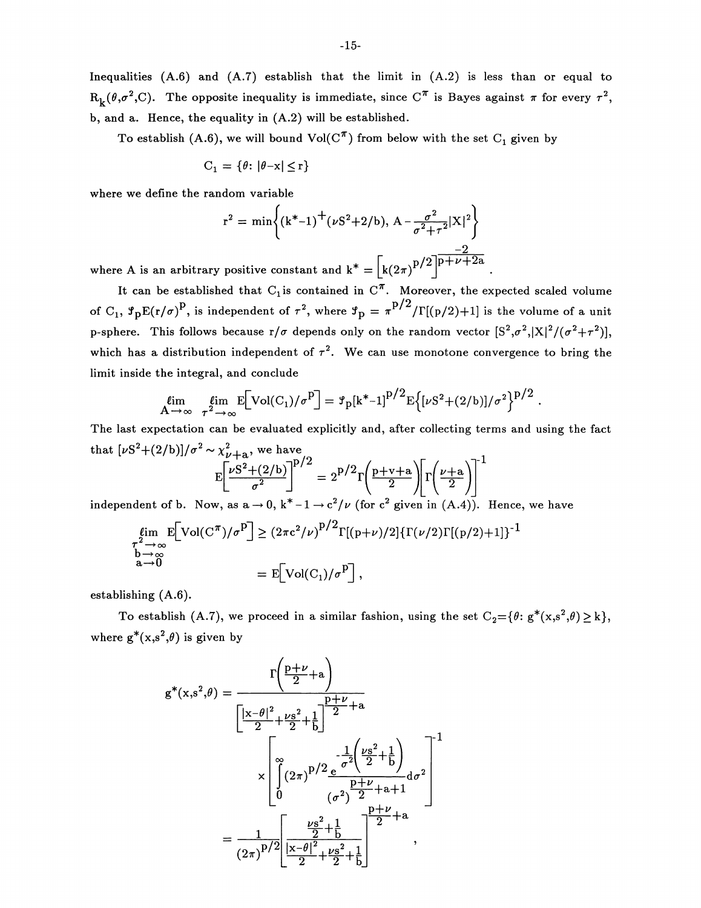Inequalities (A.6) and (A.7) establish that the limit in (A.2) is less than or equal to $R_k(\theta,\sigma^2,C)$. The opposite inequality is immediate, since $C^\pi$ is Bayes against $\pi$ for every $\tau^2$, b, and a. Hence, the equality in (A.2) will be established.

To establish (A.6), we will bound $\mathrm{Vol}(C^\pi)$ from below with the set $C_1$ given by

$$C_1 = \{\theta\colon |\theta - x| \leq r\}$$

where we define the random variable

$$r^2 = \min\left\{(k^*-1)^+(\nu S^2+2/b),\ A - \frac{\sigma^2}{\sigma^2+\tau^2}|X|^2\right\}$$

where A is an arbitrary positive constant and $k^* = \left[k(2\pi)^{p/2}\right]^{\frac{-2}{p+\nu+2a}}$.

It can be established that $C_1$ is contained in $C^\pi$. Moreover, the expected scaled volume of $C_1$, $\mathcal{I}_p E(r/\sigma)^p$, is independent of $\tau^2$, where $\mathcal{I}_p = \pi^{p/2}/\Gamma[(p/2)+1]$ is the volume of a unit p-sphere. This follows because $r/\sigma$ depends only on the random vector $[S^2,\sigma^2,|X|^2/(\sigma^2+\tau^2)]$, which has a distribution independent of $\tau^2$. We can use monotone convergence to bring the limit inside the integral, and conclude

$$\lim_{A\to\infty}\ \lim_{\tau^2\to\infty} E\left[\mathrm{Vol}(C_1)/\sigma^p\right] = \mathcal{I}_p[k^*-1]^{p/2}E\left\{[\nu S^2+(2/b)]/\sigma^2\right\}^{p/2}.$$

The last expectation can be evaluated explicitly and, after collecting terms and using the fact that $[\nu S^2+(2/b)]/\sigma^2 \sim \chi^2_{\nu+a}$, we have

$$E\left[\frac{\nu S^2+(2/b)}{\sigma^2}\right]^{p/2} = 2^{p/2}\Gamma\left(\frac{p+v+a}{2}\right)\left[\Gamma\left(\frac{\nu+a}{2}\right)\right]^{-1}$$

independent of b. Now, as $a \to 0$, $k^*-1 \to c^2/\nu$ (for $c^2$ given in (A.4)). Hence, we have

$$\begin{aligned}\lim_{\substack{\tau^2\to\infty\\ b\to\infty\\ a\to 0}} E\left[\mathrm{Vol}(C^\pi)/\sigma^p\right] &\geq (2\pi c^2/\nu)^{p/2}\Gamma[(p+\nu)/2]\{\Gamma(\nu/2)\Gamma[(p/2)+1]\}^{-1}\\ &= E\left[\mathrm{Vol}(C_1)/\sigma^p\right],\end{aligned}$$

establishing (A.6).

To establish (A.7), we proceed in a similar fashion, using the set $C_2 = \{\theta\colon g^*(x,s^2,\theta) \geq k\}$, where $g^*(x,s^2,\theta)$ is given by

$$\begin{aligned}g^*(x,s^2,\theta) &= \frac{\Gamma\left(\frac{p+\nu}{2}+a\right)}{\left[\frac{|x-\theta|^2}{2}+\frac{\nu s^2}{2}+\frac{1}{b}\right]^{\frac{p+\nu}{2}+a}}\\ &\quad\times\left[\int_0^\infty (2\pi)^{p/2}\frac{e^{-\frac{1}{\sigma^2}\left(\frac{\nu s^2}{2}+\frac{1}{b}\right)}}{(\sigma^2)^{\frac{p+\nu}{2}+a+1}}d\sigma^2\right]^{-1}\\ &= \frac{1}{(2\pi)^{p/2}}\left[\frac{\frac{\nu s^2}{2}+\frac{1}{b}}{\frac{|x-\theta|^2}{2}+\frac{\nu s^2}{2}+\frac{1}{b}}\right]^{\frac{p+\nu}{2}+a},\end{aligned}$$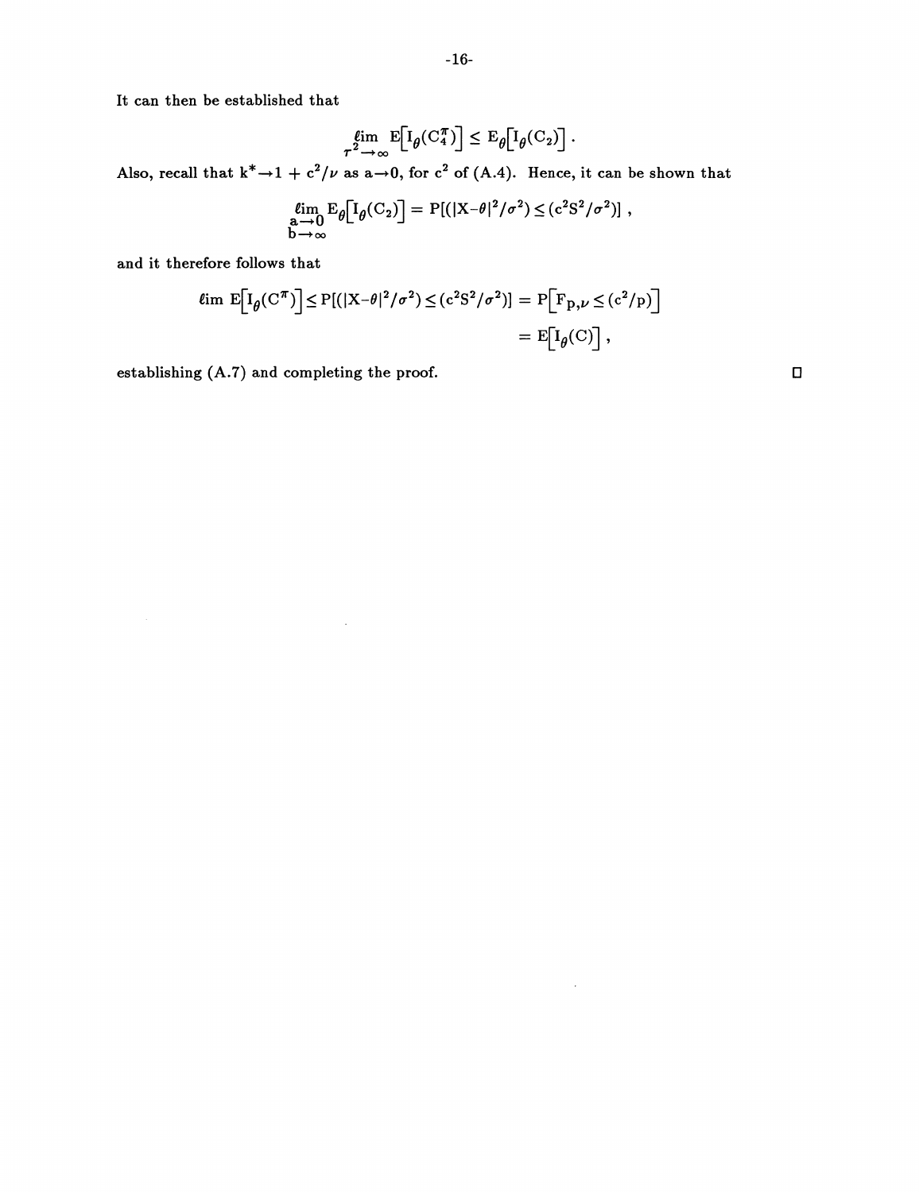It can then be established that

$$\lim_{\tau^2 \to \infty} \mathrm{E}\Big[\mathrm{I}_\theta(\mathrm{C}_4^\pi)\Big] \le \mathrm{E}_\theta\Big[\mathrm{I}_\theta(\mathrm{C}_2)\Big] .$$

Also, recall that $k^* \to 1 + c^2/\nu$ as $a \to 0$, for $c^2$ of (A.4). Hence, it can be shown that

$$\lim_{\substack{a \to 0 \\ b \to \infty}} \mathrm{E}_\theta\Big[\mathrm{I}_\theta(\mathrm{C}_2)\Big] = \mathrm{P}[(|X-\theta|^2/\sigma^2) \le (c^2 S^2/\sigma^2)] ,$$

and it therefore follows that

$$\begin{aligned}
\lim \mathrm{E}\Big[\mathrm{I}_\theta(\mathrm{C}^\pi)\Big] \le \mathrm{P}[(|X-\theta|^2/\sigma^2) \le (c^2 S^2/\sigma^2)] &= \mathrm{P}\Big[\mathrm{F}_{p,\nu} \le (c^2/p)\Big] \\
&= \mathrm{E}\Big[\mathrm{I}_\theta(\mathrm{C})\Big] ,
\end{aligned}$$

establishing (A.7) and completing the proof. □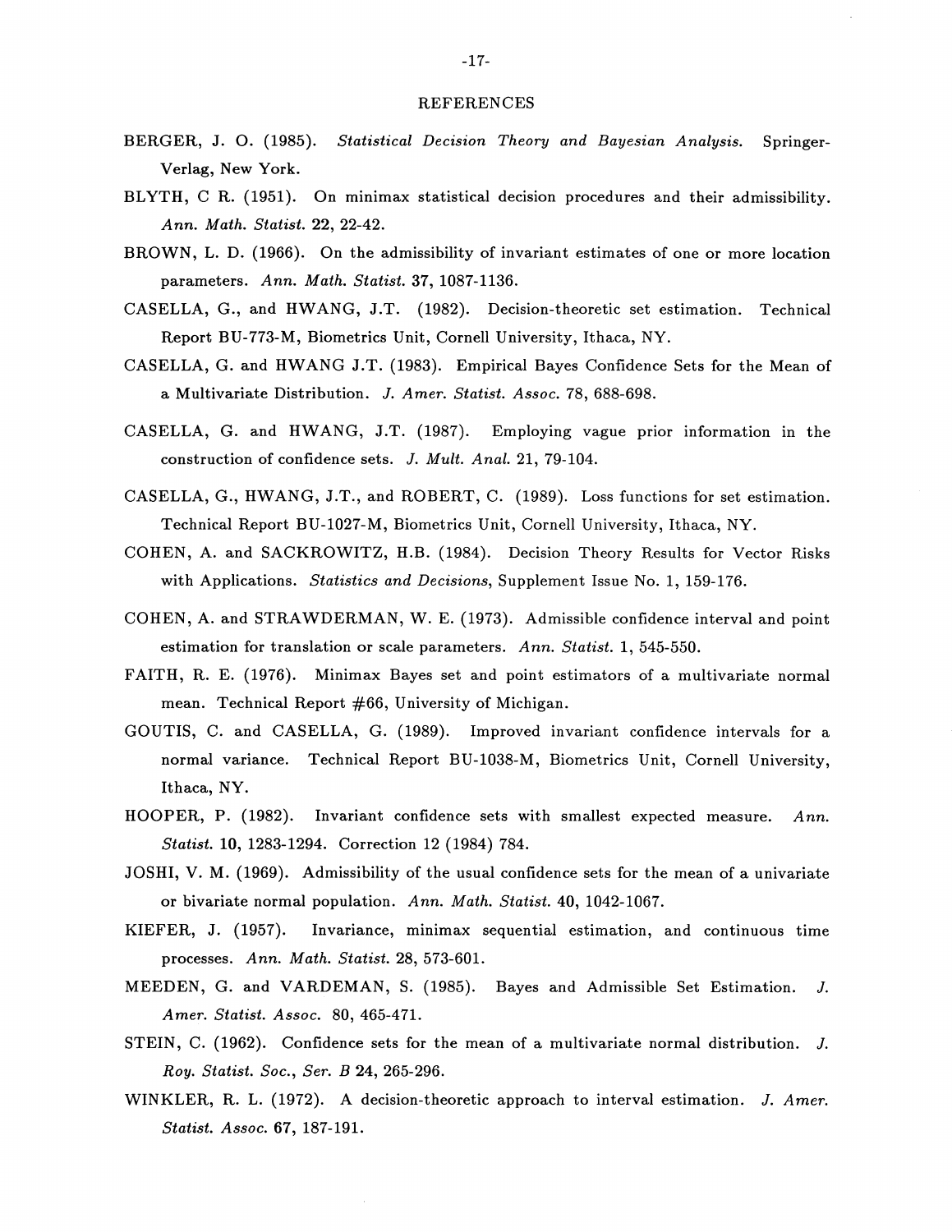## REFERENCES

BERGER, J. O. (1985). *Statistical Decision Theory and Bayesian Analysis.* Springer-Verlag, New York.

BLYTH, C R. (1951). On minimax statistical decision procedures and their admissibility. *Ann. Math. Statist.* **22**, 22-42.

BROWN, L. D. (1966). On the admissibility of invariant estimates of one or more location parameters. *Ann. Math. Statist.* 37, 1087-1136.

CASELLA, G., and HWANG, J.T. (1982). Decision-theoretic set estimation. Technical Report BU-773-M, Biometrics Unit, Cornell University, Ithaca, NY.

CASELLA, G. and HWANG J.T. (1983). Empirical Bayes Confidence Sets for the Mean of a Multivariate Distribution. *J. Amer. Statist. Assoc.* 78, 688-698.

CASELLA, G. and HWANG, J.T. (1987). Employing vague prior information in the construction of confidence sets. *J. Mult. Anal.* 21, 79-104.

CASELLA, G., HWANG, J.T., and ROBERT, C. (1989). Loss functions for set estimation. Technical Report BU-1027-M, Biometrics Unit, Cornell University, Ithaca, NY.

COHEN, A. and SACKROWITZ, H.B. (1984). Decision Theory Results for Vector Risks with Applications. *Statistics and Decisions*, Supplement Issue No. 1, 159-176.

COHEN, A. and STRAWDERMAN, W. E. (1973). Admissible confidence interval and point estimation for translation or scale parameters. *Ann. Statist.* 1, 545-550.

FAITH, R. E. (1976). Minimax Bayes set and point estimators of a multivariate normal mean. Technical Report #66, University of Michigan.

GOUTIS, C. and CASELLA, G. (1989). Improved invariant confidence intervals for a normal variance. Technical Report BU-1038-M, Biometrics Unit, Cornell University, Ithaca, NY.

HOOPER, P. (1982). Invariant confidence sets with smallest expected measure. *Ann. Statist.* **10**, 1283-1294. Correction 12 (1984) 784.

JOSHI, V. M. (1969). Admissibility of the usual confidence sets for the mean of a univariate or bivariate normal population. *Ann. Math. Statist.* 40, 1042-1067.

KIEFER, J. (1957). Invariance, minimax sequential estimation, and continuous time processes. *Ann. Math. Statist.* 28, 573-601.

MEEDEN, G. and VARDEMAN, S. (1985). Bayes and Admissible Set Estimation. *J. Amer. Statist. Assoc.* 80, 465-471.

STEIN, C. (1962). Confidence sets for the mean of a multivariate normal distribution. *J. Roy. Statist. Soc., Ser. B* **24**, 265-296.

WINKLER, R. L. (1972). A decision-theoretic approach to interval estimation. *J. Amer. Statist. Assoc.* **67**, 187-191.